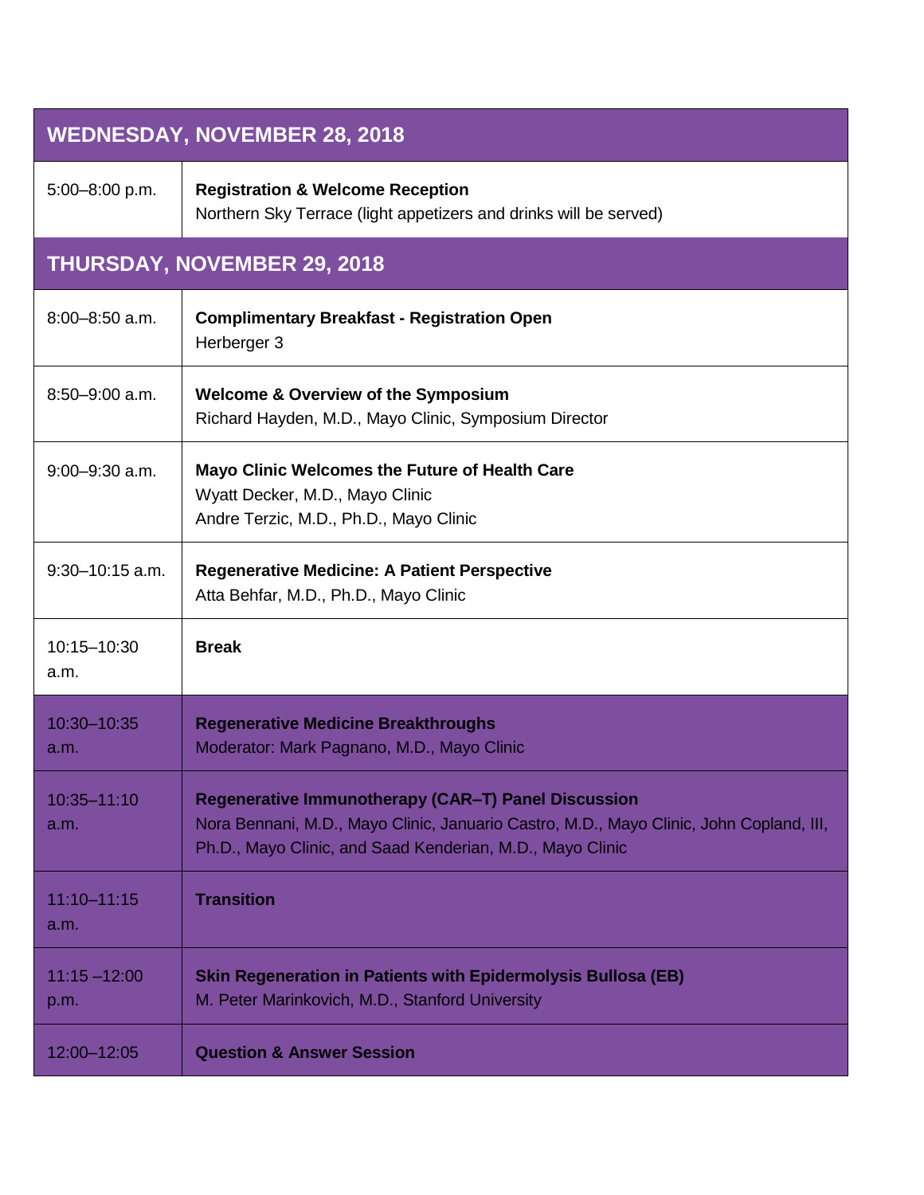| WEDNESDAY, NOVEMBER 28, 2018 | |
|---|---|
| 5:00–8:00 p.m. | **Registration & Welcome Reception**<br>Northern Sky Terrace (light appetizers and drinks will be served) |
| **THURSDAY, NOVEMBER 29, 2018** | |
| 8:00–8:50 a.m. | **Complimentary Breakfast - Registration Open**<br>Herberger 3 |
| 8:50–9:00 a.m. | **Welcome & Overview of the Symposium**<br>Richard Hayden, M.D., Mayo Clinic, Symposium Director |
| 9:00–9:30 a.m. | **Mayo Clinic Welcomes the Future of Health Care**<br>Wyatt Decker, M.D., Mayo Clinic<br>Andre Terzic, M.D., Ph.D., Mayo Clinic |
| 9:30–10:15 a.m. | **Regenerative Medicine: A Patient Perspective**<br>Atta Behfar, M.D., Ph.D., Mayo Clinic |
| 10:15–10:30 a.m. | **Break** |
| 10:30–10:35 a.m. | **Regenerative Medicine Breakthroughs**<br>Moderator: Mark Pagnano, M.D., Mayo Clinic |
| 10:35–11:10 a.m. | **Regenerative Immunotherapy (CAR–T) Panel Discussion**<br>Nora Bennani, M.D., Mayo Clinic, Januario Castro, M.D., Mayo Clinic, John Copland, III, Ph.D., Mayo Clinic, and Saad Kenderian, M.D., Mayo Clinic |
| 11:10–11:15 a.m. | **Transition** |
| 11:15 –12:00 p.m. | **Skin Regeneration in Patients with Epidermolysis Bullosa (EB)**<br>M. Peter Marinkovich, M.D., Stanford University |
| 12:00–12:05 | **Question & Answer Session** |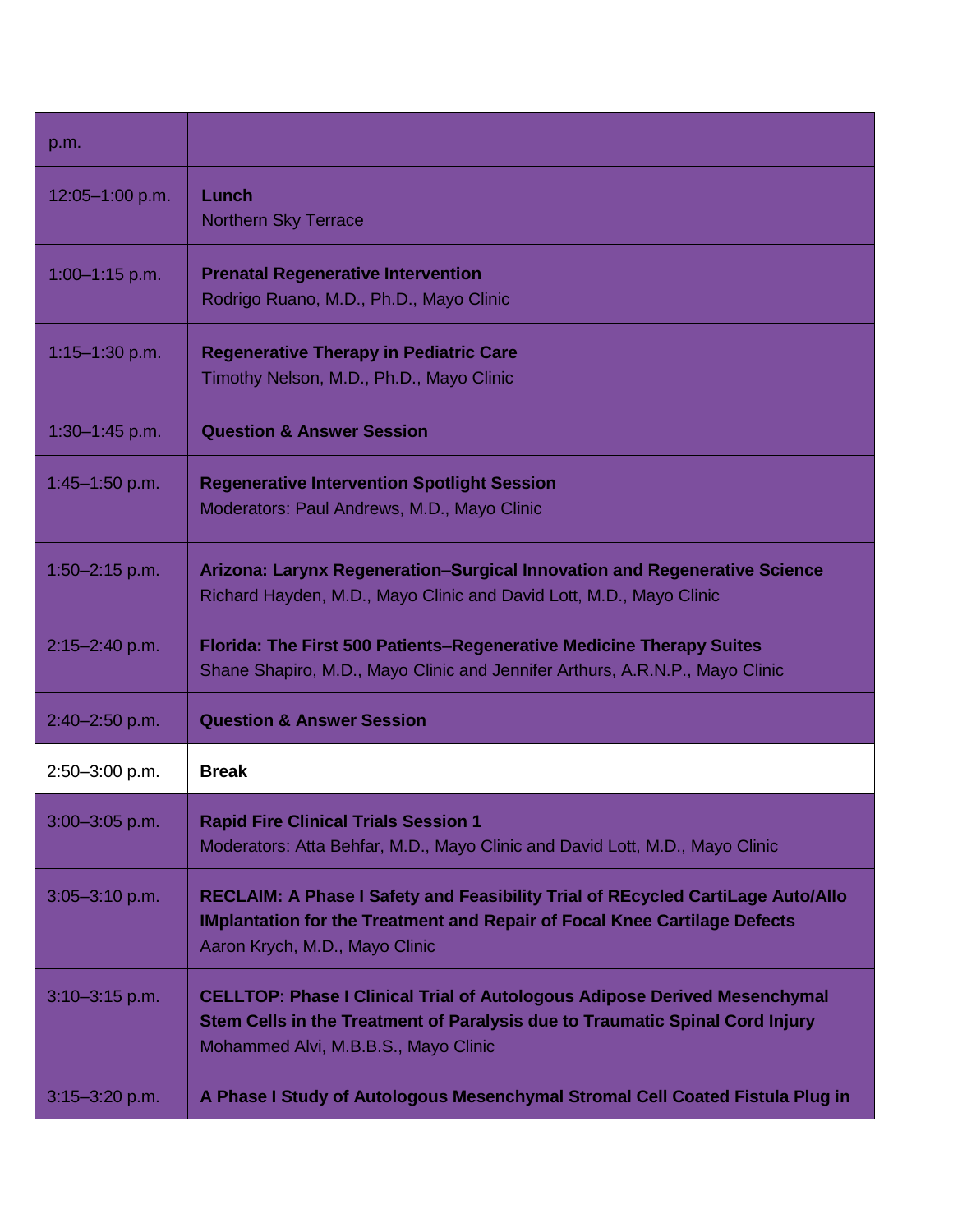| | |
|---|---|
| p.m. | |
| 12:05–1:00 p.m. | **Lunch**<br>Northern Sky Terrace |
| 1:00–1:15 p.m. | **Prenatal Regenerative Intervention**<br>Rodrigo Ruano, M.D., Ph.D., Mayo Clinic |
| 1:15–1:30 p.m. | **Regenerative Therapy in Pediatric Care**<br>Timothy Nelson, M.D., Ph.D., Mayo Clinic |
| 1:30–1:45 p.m. | **Question & Answer Session** |
| 1:45–1:50 p.m. | **Regenerative Intervention Spotlight Session**<br>Moderators: Paul Andrews, M.D., Mayo Clinic |
| 1:50–2:15 p.m. | **Arizona: Larynx Regeneration–Surgical Innovation and Regenerative Science**<br>Richard Hayden, M.D., Mayo Clinic and David Lott, M.D., Mayo Clinic |
| 2:15–2:40 p.m. | **Florida: The First 500 Patients–Regenerative Medicine Therapy Suites**<br>Shane Shapiro, M.D., Mayo Clinic and Jennifer Arthurs, A.R.N.P., Mayo Clinic |
| 2:40–2:50 p.m. | **Question & Answer Session** |
| 2:50–3:00 p.m. | **Break** |
| 3:00–3:05 p.m. | **Rapid Fire Clinical Trials Session 1**<br>Moderators: Atta Behfar, M.D., Mayo Clinic and David Lott, M.D., Mayo Clinic |
| 3:05–3:10 p.m. | **RECLAIM: A Phase I Safety and Feasibility Trial of REcycled CartiLage Auto/Allo IMplantation for the Treatment and Repair of Focal Knee Cartilage Defects**<br>Aaron Krych, M.D., Mayo Clinic |
| 3:10–3:15 p.m. | **CELLTOP: Phase I Clinical Trial of Autologous Adipose Derived Mesenchymal Stem Cells in the Treatment of Paralysis due to Traumatic Spinal Cord Injury**<br>Mohammed Alvi, M.B.B.S., Mayo Clinic |
| 3:15–3:20 p.m. | **A Phase I Study of Autologous Mesenchymal Stromal Cell Coated Fistula Plug in** |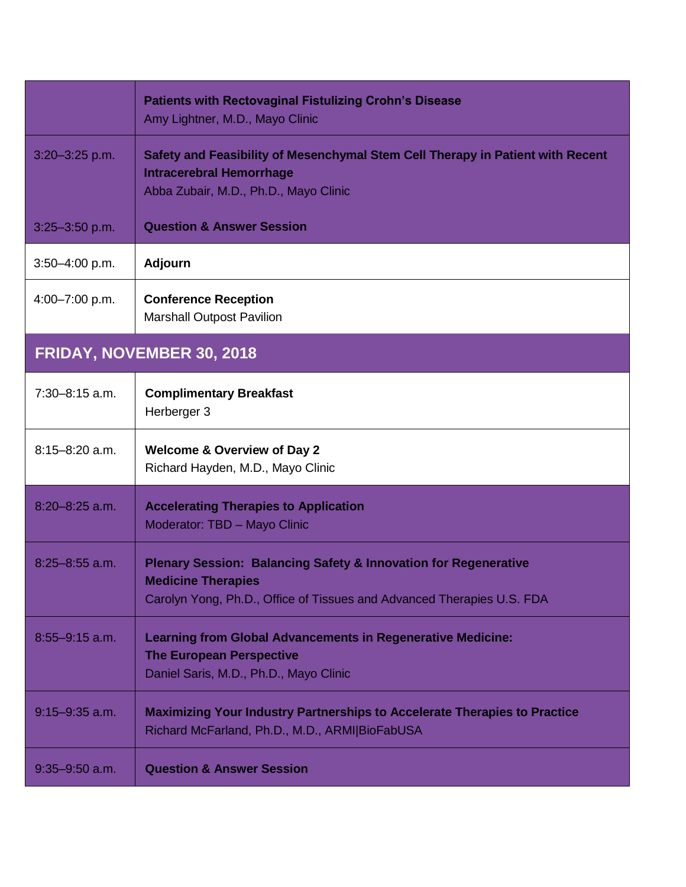| | |
|---|---|
| | **Patients with Rectovaginal Fistulizing Crohn's Disease**<br>Amy Lightner, M.D., Mayo Clinic |
| 3:20–3:25 p.m. | **Safety and Feasibility of Mesenchymal Stem Cell Therapy in Patient with Recent Intracerebral Hemorrhage**<br>Abba Zubair, M.D., Ph.D., Mayo Clinic |
| 3:25–3:50 p.m. | **Question & Answer Session** |
| 3:50–4:00 p.m. | **Adjourn** |
| 4:00–7:00 p.m. | **Conference Reception**<br>Marshall Outpost Pavilion |

## FRIDAY, NOVEMBER 30, 2018

| | |
|---|---|
| 7:30–8:15 a.m. | **Complimentary Breakfast**<br>Herberger 3 |
| 8:15–8:20 a.m. | **Welcome & Overview of Day 2**<br>Richard Hayden, M.D., Mayo Clinic |
| 8:20–8:25 a.m. | **Accelerating Therapies to Application**<br>Moderator: TBD – Mayo Clinic |
| 8:25–8:55 a.m. | **Plenary Session: Balancing Safety & Innovation for Regenerative Medicine Therapies**<br>Carolyn Yong, Ph.D., Office of Tissues and Advanced Therapies U.S. FDA |
| 8:55–9:15 a.m. | **Learning from Global Advancements in Regenerative Medicine: The European Perspective**<br>Daniel Saris, M.D., Ph.D., Mayo Clinic |
| 9:15–9:35 a.m. | **Maximizing Your Industry Partnerships to Accelerate Therapies to Practice**<br>Richard McFarland, Ph.D., M.D., ARMI\|BioFabUSA |
| 9:35–9:50 a.m. | **Question & Answer Session** |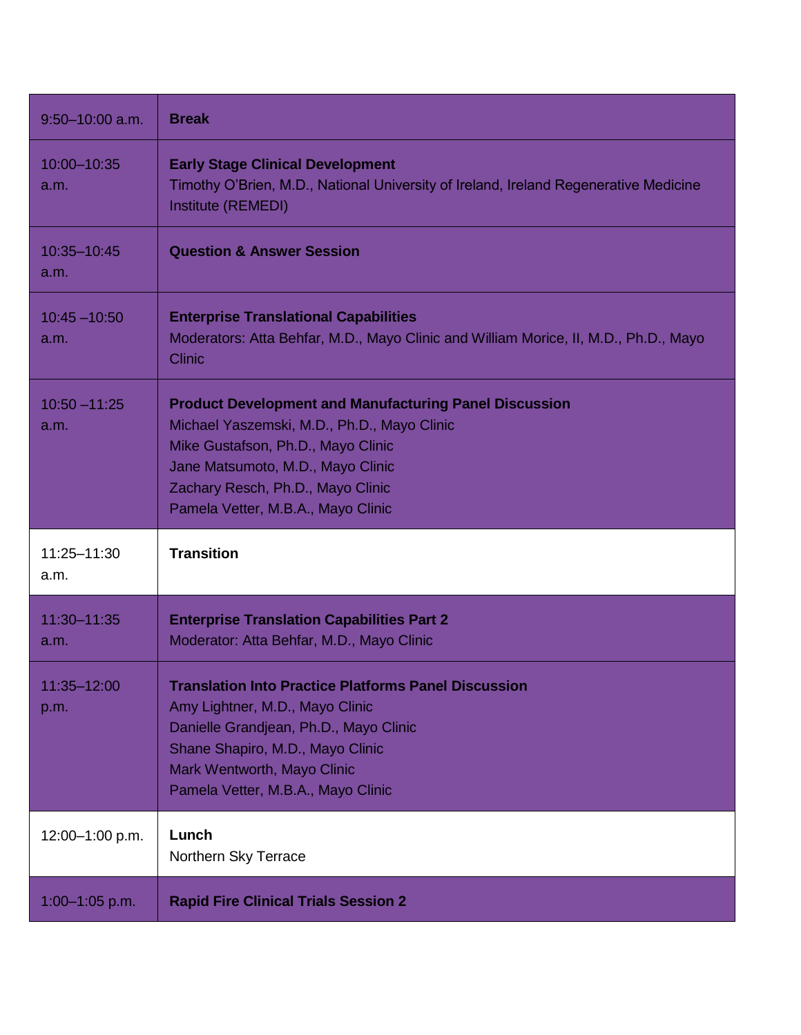| | |
|---|---|
| 9:50–10:00 a.m. | **Break** |
| 10:00–10:35 a.m. | **Early Stage Clinical Development**<br>Timothy O'Brien, M.D., National University of Ireland, Ireland Regenerative Medicine Institute (REMEDI) |
| 10:35–10:45 a.m. | **Question & Answer Session** |
| 10:45 –10:50 a.m. | **Enterprise Translational Capabilities**<br>Moderators: Atta Behfar, M.D., Mayo Clinic and William Morice, II, M.D., Ph.D., Mayo Clinic |
| 10:50 –11:25 a.m. | **Product Development and Manufacturing Panel Discussion**<br>Michael Yaszemski, M.D., Ph.D., Mayo Clinic<br>Mike Gustafson, Ph.D., Mayo Clinic<br>Jane Matsumoto, M.D., Mayo Clinic<br>Zachary Resch, Ph.D., Mayo Clinic<br>Pamela Vetter, M.B.A., Mayo Clinic |
| 11:25–11:30 a.m. | **Transition** |
| 11:30–11:35 a.m. | **Enterprise Translation Capabilities Part 2**<br>Moderator: Atta Behfar, M.D., Mayo Clinic |
| 11:35–12:00 p.m. | **Translation Into Practice Platforms Panel Discussion**<br>Amy Lightner, M.D., Mayo Clinic<br>Danielle Grandjean, Ph.D., Mayo Clinic<br>Shane Shapiro, M.D., Mayo Clinic<br>Mark Wentworth, Mayo Clinic<br>Pamela Vetter, M.B.A., Mayo Clinic |
| 12:00–1:00 p.m. | **Lunch**<br>Northern Sky Terrace |
| 1:00–1:05 p.m. | **Rapid Fire Clinical Trials Session 2** |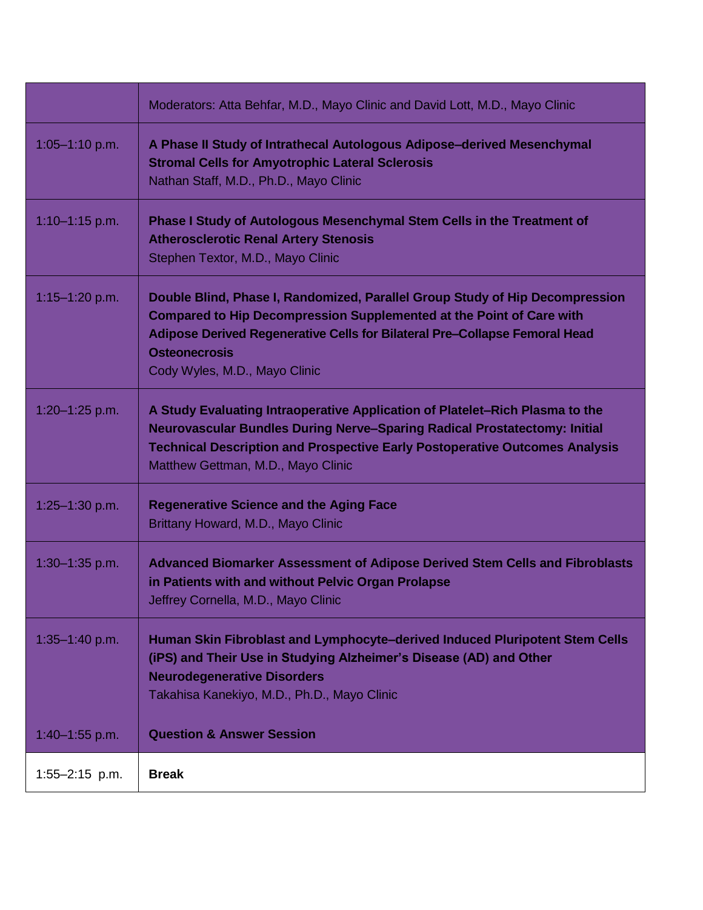| | |
|---|---|
| | Moderators: Atta Behfar, M.D., Mayo Clinic and David Lott, M.D., Mayo Clinic |
| 1:05–1:10 p.m. | **A Phase II Study of Intrathecal Autologous Adipose–derived Mesenchymal Stromal Cells for Amyotrophic Lateral Sclerosis**<br>Nathan Staff, M.D., Ph.D., Mayo Clinic |
| 1:10–1:15 p.m. | **Phase I Study of Autologous Mesenchymal Stem Cells in the Treatment of Atherosclerotic Renal Artery Stenosis**<br>Stephen Textor, M.D., Mayo Clinic |
| 1:15–1:20 p.m. | **Double Blind, Phase I, Randomized, Parallel Group Study of Hip Decompression Compared to Hip Decompression Supplemented at the Point of Care with Adipose Derived Regenerative Cells for Bilateral Pre–Collapse Femoral Head Osteonecrosis**<br>Cody Wyles, M.D., Mayo Clinic |
| 1:20–1:25 p.m. | **A Study Evaluating Intraoperative Application of Platelet–Rich Plasma to the Neurovascular Bundles During Nerve–Sparing Radical Prostatectomy: Initial Technical Description and Prospective Early Postoperative Outcomes Analysis**<br>Matthew Gettman, M.D., Mayo Clinic |
| 1:25–1:30 p.m. | **Regenerative Science and the Aging Face**<br>Brittany Howard, M.D., Mayo Clinic |
| 1:30–1:35 p.m. | **Advanced Biomarker Assessment of Adipose Derived Stem Cells and Fibroblasts in Patients with and without Pelvic Organ Prolapse**<br>Jeffrey Cornella, M.D., Mayo Clinic |
| 1:35–1:40 p.m.<br><br>1:40–1:55 p.m. | **Human Skin Fibroblast and Lymphocyte–derived Induced Pluripotent Stem Cells (iPS) and Their Use in Studying Alzheimer's Disease (AD) and Other Neurodegenerative Disorders**<br>Takahisa Kanekiyo, M.D., Ph.D., Mayo Clinic<br><br>**Question & Answer Session** |
| 1:55–2:15 p.m. | **Break** |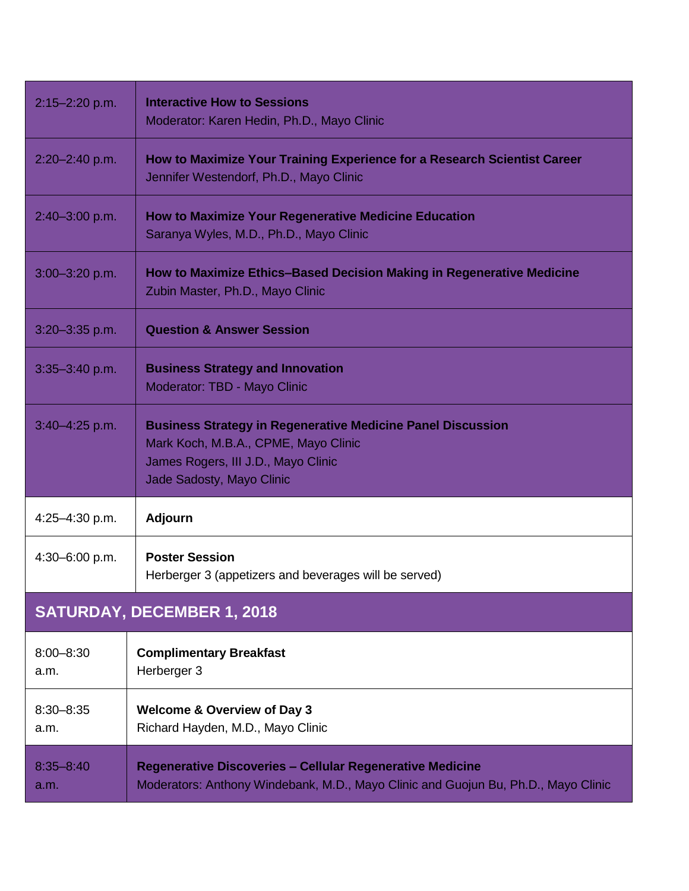| | |
|---|---|
| 2:15–2:20 p.m. | **Interactive How to Sessions**<br>Moderator: Karen Hedin, Ph.D., Mayo Clinic |
| 2:20–2:40 p.m. | **How to Maximize Your Training Experience for a Research Scientist Career**<br>Jennifer Westendorf, Ph.D., Mayo Clinic |
| 2:40–3:00 p.m. | **How to Maximize Your Regenerative Medicine Education**<br>Saranya Wyles, M.D., Ph.D., Mayo Clinic |
| 3:00–3:20 p.m. | **How to Maximize Ethics–Based Decision Making in Regenerative Medicine**<br>Zubin Master, Ph.D., Mayo Clinic |
| 3:20–3:35 p.m. | **Question & Answer Session** |
| 3:35–3:40 p.m. | **Business Strategy and Innovation**<br>Moderator: TBD - Mayo Clinic |
| 3:40–4:25 p.m. | **Business Strategy in Regenerative Medicine Panel Discussion**<br>Mark Koch, M.B.A., CPME, Mayo Clinic<br>James Rogers, III J.D., Mayo Clinic<br>Jade Sadosty, Mayo Clinic |
| 4:25–4:30 p.m. | **Adjourn** |
| 4:30–6:00 p.m. | **Poster Session**<br>Herberger 3 (appetizers and beverages will be served) |

## SATURDAY, DECEMBER 1, 2018

| | |
|---|---|
| 8:00–8:30 a.m. | **Complimentary Breakfast**<br>Herberger 3 |
| 8:30–8:35 a.m. | **Welcome & Overview of Day 3**<br>Richard Hayden, M.D., Mayo Clinic |
| 8:35–8:40 a.m. | **Regenerative Discoveries – Cellular Regenerative Medicine**<br>Moderators: Anthony Windebank, M.D., Mayo Clinic and Guojun Bu, Ph.D., Mayo Clinic |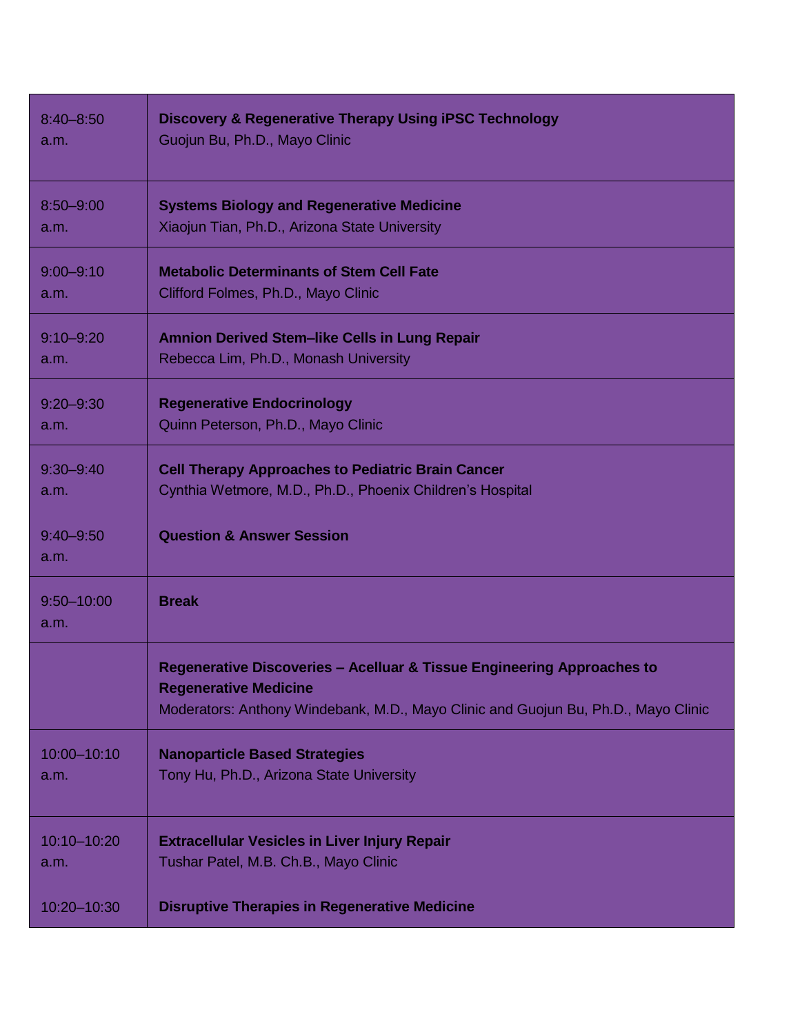| | |
|---|---|
| 8:40–8:50 a.m. | **Discovery & Regenerative Therapy Using iPSC Technology**<br>Guojun Bu, Ph.D., Mayo Clinic |
| 8:50–9:00 a.m. | **Systems Biology and Regenerative Medicine**<br>Xiaojun Tian, Ph.D., Arizona State University |
| 9:00–9:10 a.m. | **Metabolic Determinants of Stem Cell Fate**<br>Clifford Folmes, Ph.D., Mayo Clinic |
| 9:10–9:20 a.m. | **Amnion Derived Stem–like Cells in Lung Repair**<br>Rebecca Lim, Ph.D., Monash University |
| 9:20–9:30 a.m. | **Regenerative Endocrinology**<br>Quinn Peterson, Ph.D., Mayo Clinic |
| 9:30–9:40 a.m. | **Cell Therapy Approaches to Pediatric Brain Cancer**<br>Cynthia Wetmore, M.D., Ph.D., Phoenix Children's Hospital |
| 9:40–9:50 a.m. | **Question & Answer Session** |
| 9:50–10:00 a.m. | **Break** |
| | **Regenerative Discoveries – Acelluar & Tissue Engineering Approaches to Regenerative Medicine**<br>Moderators: Anthony Windebank, M.D., Mayo Clinic and Guojun Bu, Ph.D., Mayo Clinic |
| 10:00–10:10 a.m. | **Nanoparticle Based Strategies**<br>Tony Hu, Ph.D., Arizona State University |
| 10:10–10:20 a.m. | **Extracellular Vesicles in Liver Injury Repair**<br>Tushar Patel, M.B. Ch.B., Mayo Clinic |
| 10:20–10:30 | **Disruptive Therapies in Regenerative Medicine** |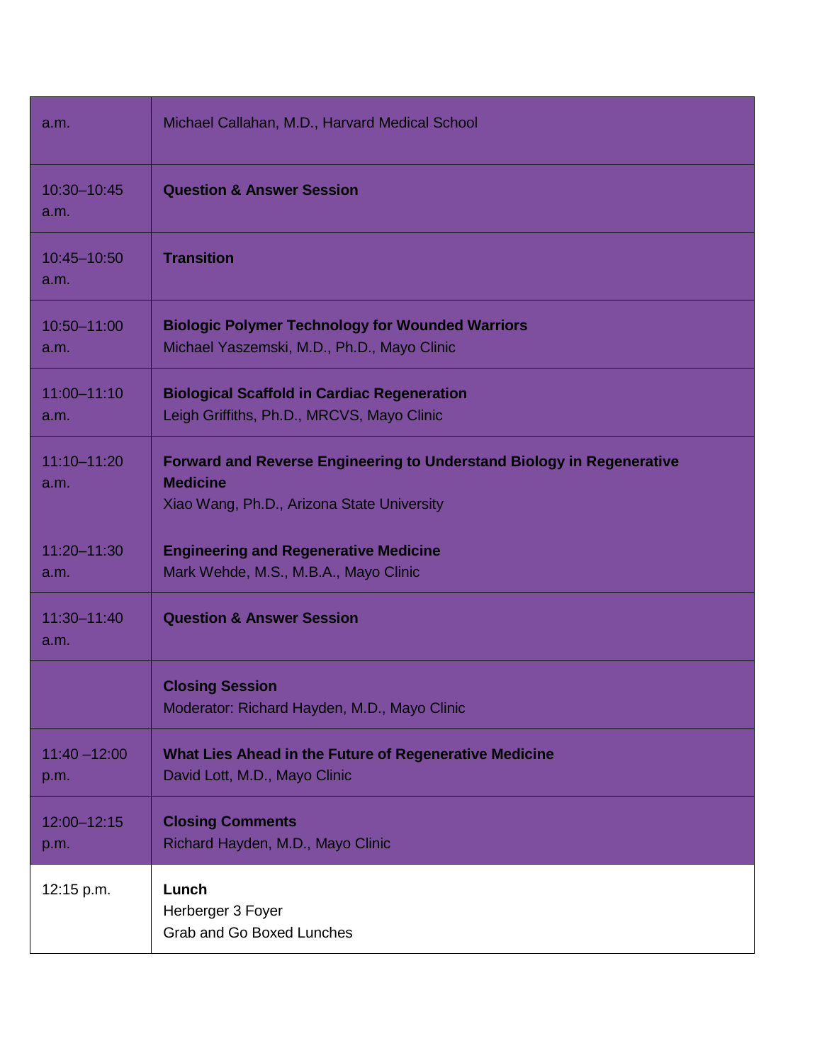| | |
|---|---|
| a.m. | Michael Callahan, M.D., Harvard Medical School |
| 10:30–10:45 a.m. | **Question & Answer Session** |
| 10:45–10:50 a.m. | **Transition** |
| 10:50–11:00 a.m. | **Biologic Polymer Technology for Wounded Warriors**<br>Michael Yaszemski, M.D., Ph.D., Mayo Clinic |
| 11:00–11:10 a.m. | **Biological Scaffold in Cardiac Regeneration**<br>Leigh Griffiths, Ph.D., MRCVS, Mayo Clinic |
| 11:10–11:20 a.m. | **Forward and Reverse Engineering to Understand Biology in Regenerative Medicine**<br>Xiao Wang, Ph.D., Arizona State University |
| 11:20–11:30 a.m. | **Engineering and Regenerative Medicine**<br>Mark Wehde, M.S., M.B.A., Mayo Clinic |
| 11:30–11:40 a.m. | **Question & Answer Session** |
| | **Closing Session**<br>Moderator: Richard Hayden, M.D., Mayo Clinic |
| 11:40 –12:00 p.m. | **What Lies Ahead in the Future of Regenerative Medicine**<br>David Lott, M.D., Mayo Clinic |
| 12:00–12:15 p.m. | **Closing Comments**<br>Richard Hayden, M.D., Mayo Clinic |
| 12:15 p.m. | **Lunch**<br>Herberger 3 Foyer<br>Grab and Go Boxed Lunches |